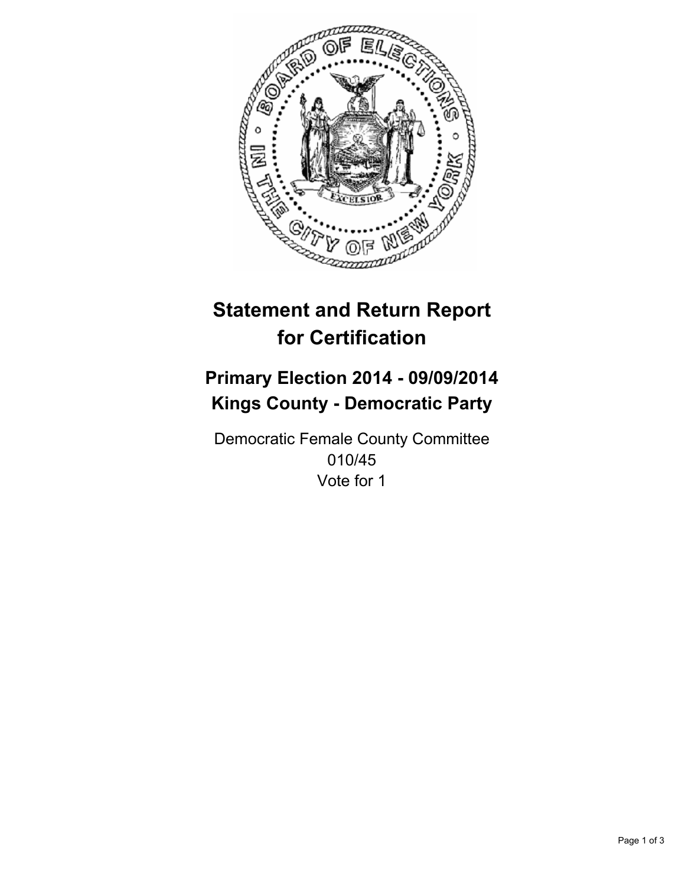# Statement and Return Report for Certification

## Primary Election 2014 - 09/09/2014
## Kings County - Democratic Party

Democratic Female County Committee
010/45
Vote for 1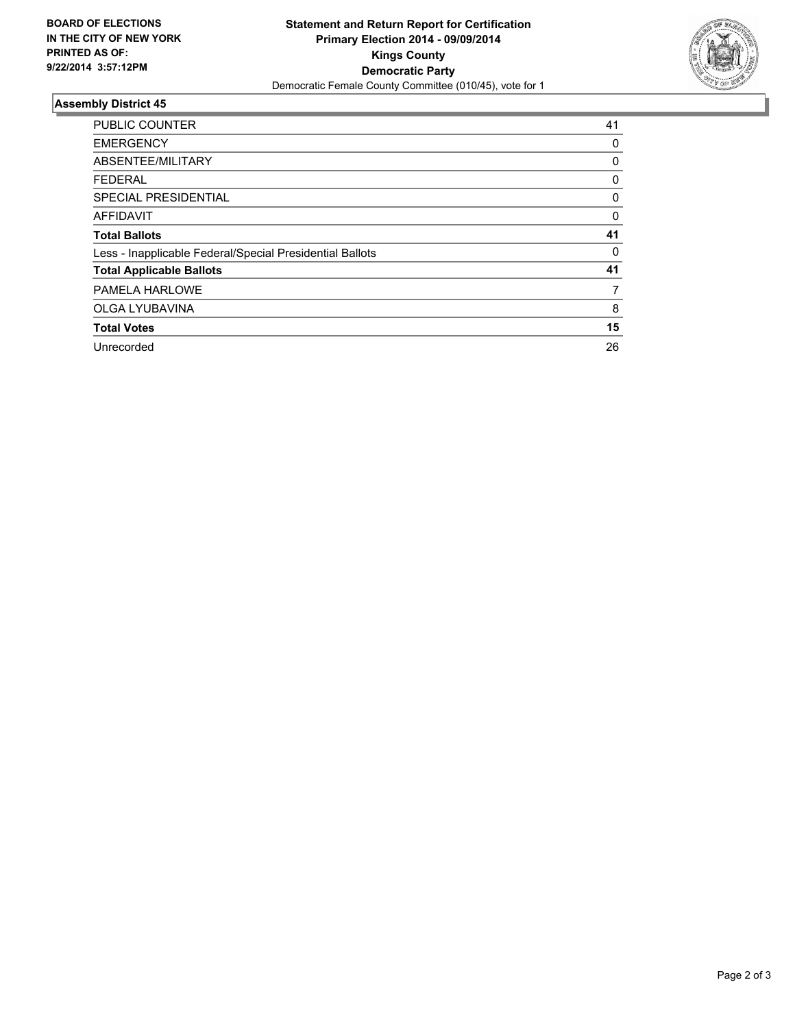**BOARD OF ELECTIONS**
**IN THE CITY OF NEW YORK**
**PRINTED AS OF:**
**9/22/2014 3:57:12PM**

# Statement and Return Report for Certification
## Primary Election 2014 - 09/09/2014
## Kings County
## Democratic Party
Democratic Female County Committee (010/45), vote for 1

### Assembly District 45

| | |
|---|---|
| PUBLIC COUNTER | 41 |
| EMERGENCY | 0 |
| ABSENTEE/MILITARY | 0 |
| FEDERAL | 0 |
| SPECIAL PRESIDENTIAL | 0 |
| AFFIDAVIT | 0 |
| **Total Ballots** | **41** |
| Less - Inapplicable Federal/Special Presidential Ballots | 0 |
| **Total Applicable Ballots** | **41** |
| PAMELA HARLOWE | 7 |
| OLGA LYUBAVINA | 8 |
| **Total Votes** | **15** |
| Unrecorded | 26 |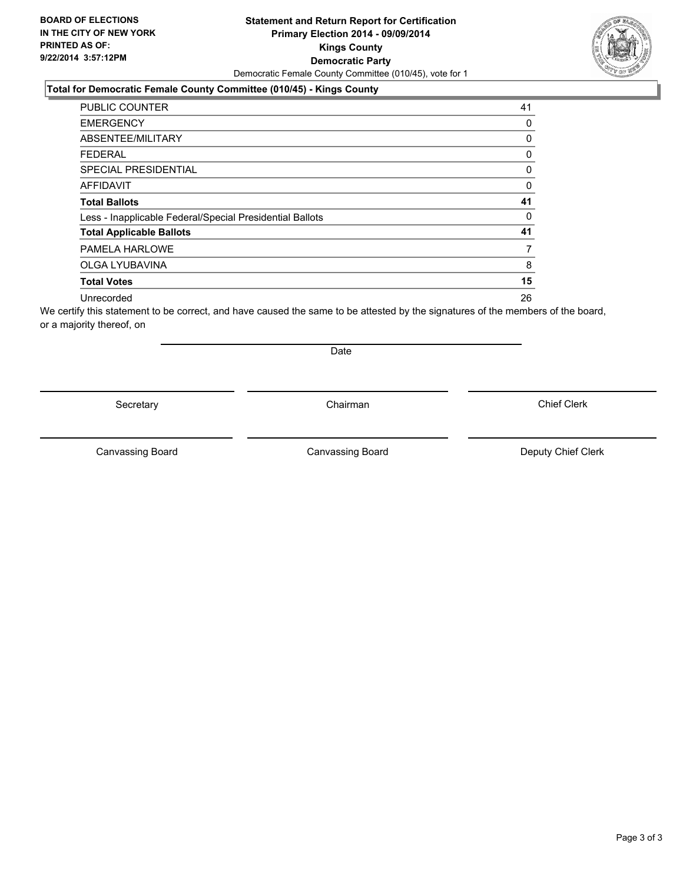**BOARD OF ELECTIONS IN THE CITY OF NEW YORK PRINTED AS OF: 9/22/2014 3:57:12PM**

**Statement and Return Report for Certification**
**Primary Election 2014 - 09/09/2014**
**Kings County**
**Democratic Party**
Democratic Female County Committee (010/45), vote for 1

### Total for Democratic Female County Committee (010/45) - Kings County

| | |
|---|---|
| PUBLIC COUNTER | 41 |
| EMERGENCY | 0 |
| ABSENTEE/MILITARY | 0 |
| FEDERAL | 0 |
| SPECIAL PRESIDENTIAL | 0 |
| AFFIDAVIT | 0 |
| **Total Ballots** | **41** |
| Less - Inapplicable Federal/Special Presidential Ballots | 0 |
| **Total Applicable Ballots** | **41** |
| PAMELA HARLOWE | 7 |
| OLGA LYUBAVINA | 8 |
| **Total Votes** | **15** |
| Unrecorded | 26 |

We certify this statement to be correct, and have caused the same to be attested by the signatures of the members of the board, or a majority thereof, on

Date

| | | |
|---|---|---|
| Secretary | Chairman | Chief Clerk |
| Canvassing Board | Canvassing Board | Deputy Chief Clerk |